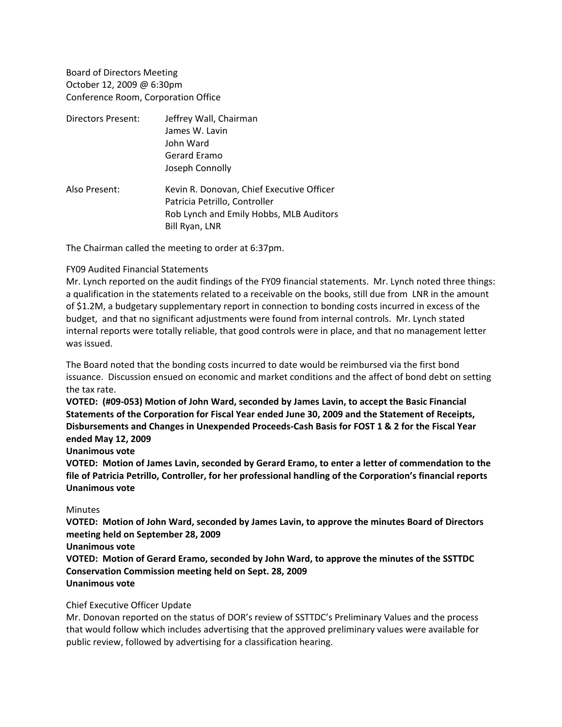Board of Directors Meeting
October 12, 2009 @ 6:30pm
Conference Room, Corporation Office

| Directors Present: | Jeffrey Wall, Chairman |
|---|---|
| | James W. Lavin |
| | John Ward |
| | Gerard Eramo |
| | Joseph Connolly |
| Also Present: | Kevin R. Donovan, Chief Executive Officer |
| | Patricia Petrillo, Controller |
| | Rob Lynch and Emily Hobbs, MLB Auditors |
| | Bill Ryan, LNR |

The Chairman called the meeting to order at 6:37pm.

FY09 Audited Financial Statements

Mr. Lynch reported on the audit findings of the FY09 financial statements. Mr. Lynch noted three things: a qualification in the statements related to a receivable on the books, still due from LNR in the amount of $1.2M, a budgetary supplementary report in connection to bonding costs incurred in excess of the budget, and that no significant adjustments were found from internal controls. Mr. Lynch stated internal reports were totally reliable, that good controls were in place, and that no management letter was issued.

The Board noted that the bonding costs incurred to date would be reimbursed via the first bond issuance. Discussion ensued on economic and market conditions and the affect of bond debt on setting the tax rate.

**VOTED: (#09-053) Motion of John Ward, seconded by James Lavin, to accept the Basic Financial Statements of the Corporation for Fiscal Year ended June 30, 2009 and the Statement of Receipts, Disbursements and Changes in Unexpended Proceeds-Cash Basis for FOST 1 & 2 for the Fiscal Year ended May 12, 2009**
**Unanimous vote**

**VOTED: Motion of James Lavin, seconded by Gerard Eramo, to enter a letter of commendation to the file of Patricia Petrillo, Controller, for her professional handling of the Corporation's financial reports**
**Unanimous vote**

Minutes

**VOTED: Motion of John Ward, seconded by James Lavin, to approve the minutes Board of Directors meeting held on September 28, 2009**
**Unanimous vote**

**VOTED: Motion of Gerard Eramo, seconded by John Ward, to approve the minutes of the SSTTDC Conservation Commission meeting held on Sept. 28, 2009**
**Unanimous vote**

Chief Executive Officer Update

Mr. Donovan reported on the status of DOR's review of SSTTDC's Preliminary Values and the process that would follow which includes advertising that the approved preliminary values were available for public review, followed by advertising for a classification hearing.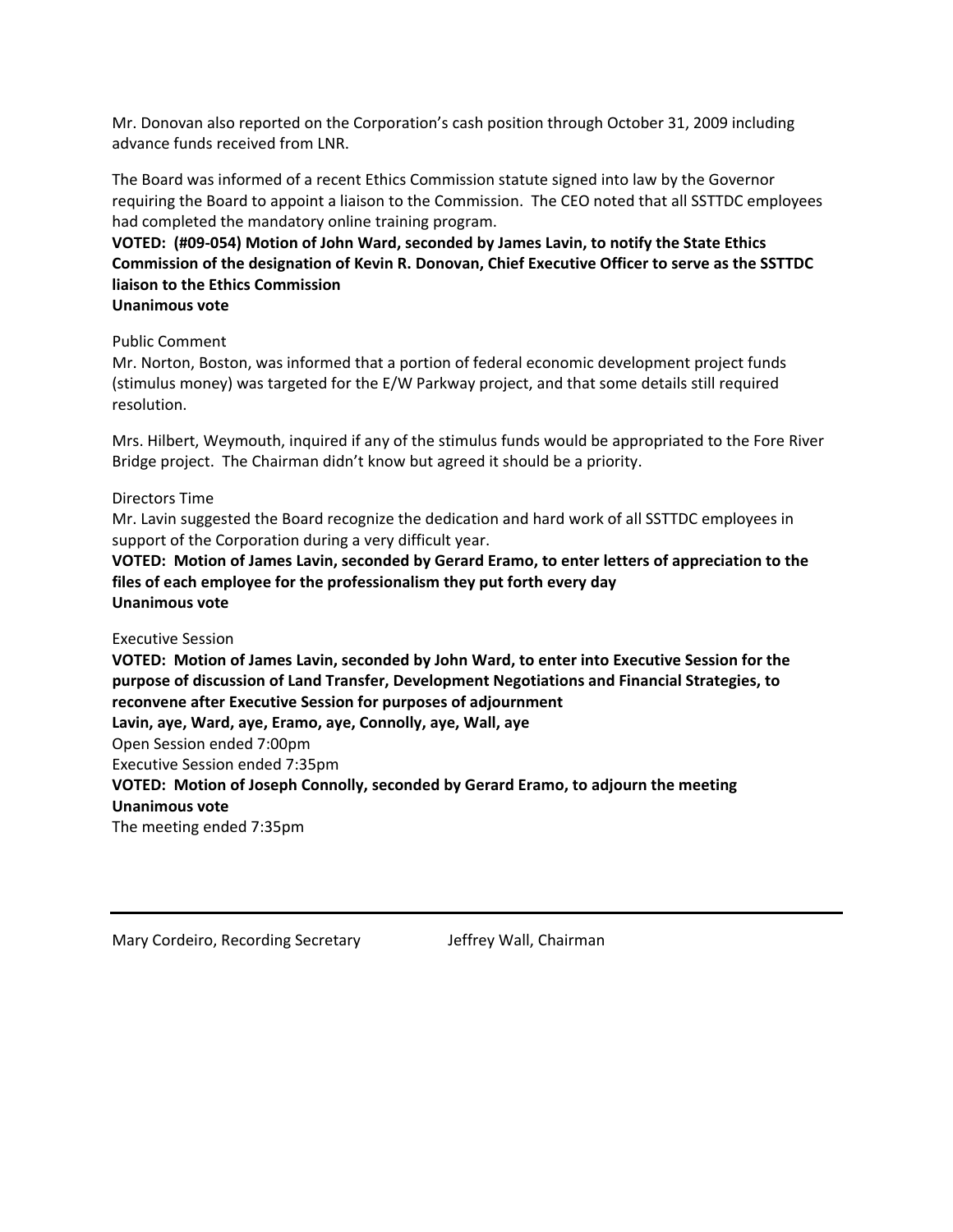Mr. Donovan also reported on the Corporation's cash position through October 31, 2009 including advance funds received from LNR.

The Board was informed of a recent Ethics Commission statute signed into law by the Governor requiring the Board to appoint a liaison to the Commission. The CEO noted that all SSTTDC employees had completed the mandatory online training program.

**VOTED: (#09-054) Motion of John Ward, seconded by James Lavin, to notify the State Ethics Commission of the designation of Kevin R. Donovan, Chief Executive Officer to serve as the SSTTDC liaison to the Ethics Commission**
**Unanimous vote**

Public Comment

Mr. Norton, Boston, was informed that a portion of federal economic development project funds (stimulus money) was targeted for the E/W Parkway project, and that some details still required resolution.

Mrs. Hilbert, Weymouth, inquired if any of the stimulus funds would be appropriated to the Fore River Bridge project. The Chairman didn't know but agreed it should be a priority.

Directors Time

Mr. Lavin suggested the Board recognize the dedication and hard work of all SSTTDC employees in support of the Corporation during a very difficult year.

**VOTED: Motion of James Lavin, seconded by Gerard Eramo, to enter letters of appreciation to the files of each employee for the professionalism they put forth every day**
**Unanimous vote**

Executive Session

**VOTED: Motion of James Lavin, seconded by John Ward, to enter into Executive Session for the purpose of discussion of Land Transfer, Development Negotiations and Financial Strategies, to reconvene after Executive Session for purposes of adjournment**
**Lavin, aye, Ward, aye, Eramo, aye, Connolly, aye, Wall, aye**
Open Session ended 7:00pm
Executive Session ended 7:35pm
**VOTED: Motion of Joseph Connolly, seconded by Gerard Eramo, to adjourn the meeting**
**Unanimous vote**
The meeting ended 7:35pm

---

Mary Cordeiro, Recording Secretary    Jeffrey Wall, Chairman